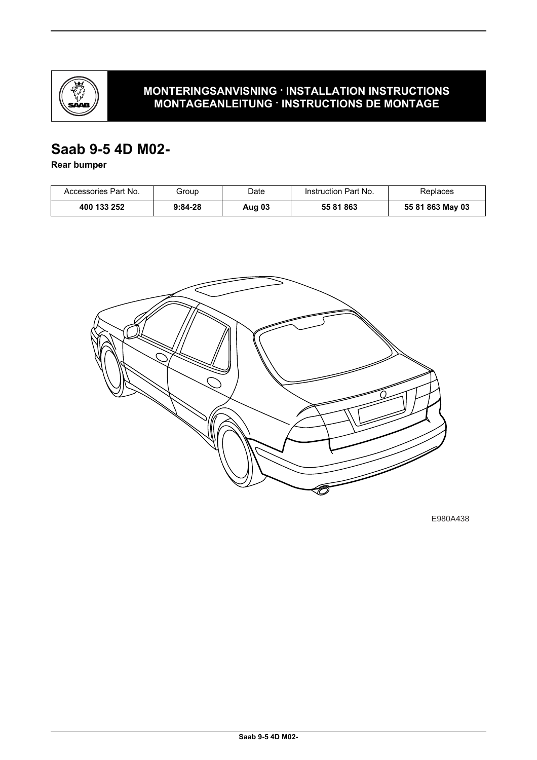MONTERINGSANVISNING · INSTALLATION INSTRUCTIONS
MONTAGEANLEITUNG · INSTRUCTIONS DE MONTAGE

# Saab 9-5 4D M02-

**Rear bumper**

| Accessories Part No. | Group | Date | Instruction Part No. | Replaces |
|---|---|---|---|---|
| **400 133 252** | **9:84-28** | **Aug 03** | **55 81 863** | **55 81 863 May 03** |

E980A438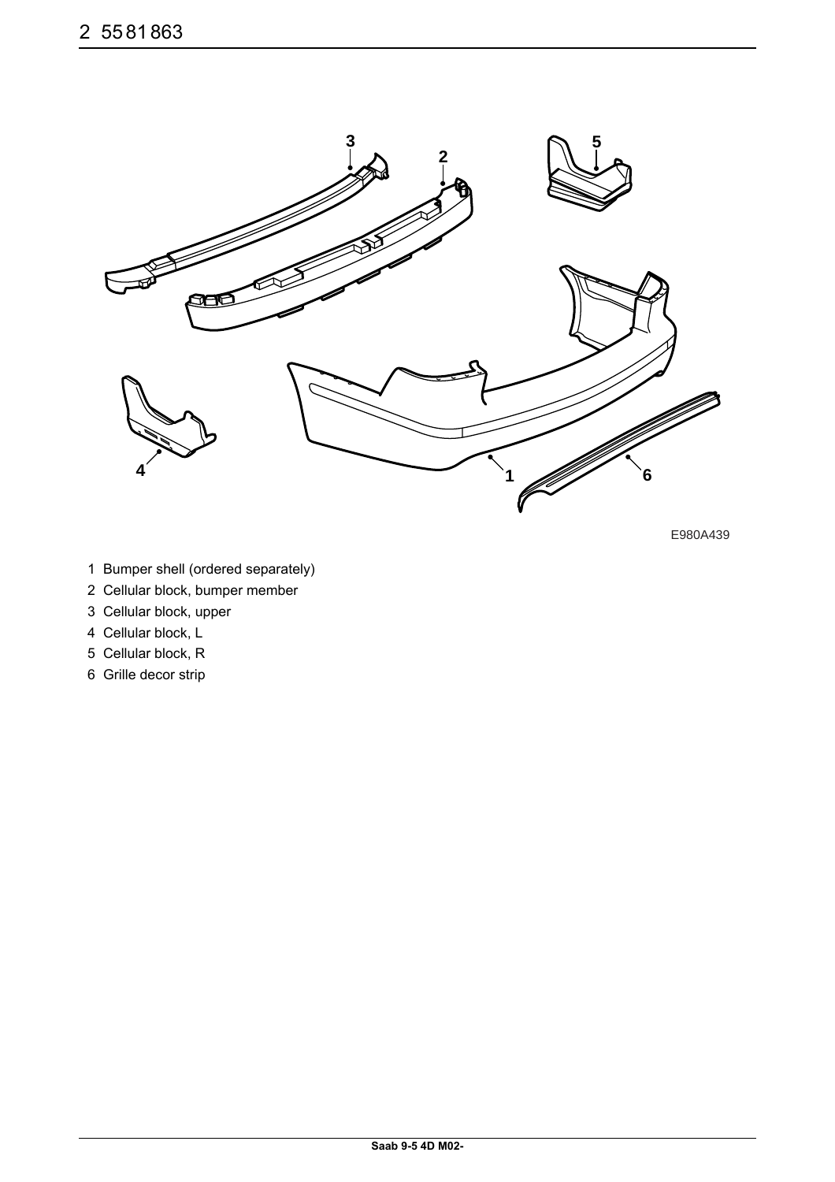2 55 81 863

E980A439

1 Bumper shell (ordered separately)
2 Cellular block, bumper member
3 Cellular block, upper
4 Cellular block, L
5 Cellular block, R
6 Grille decor strip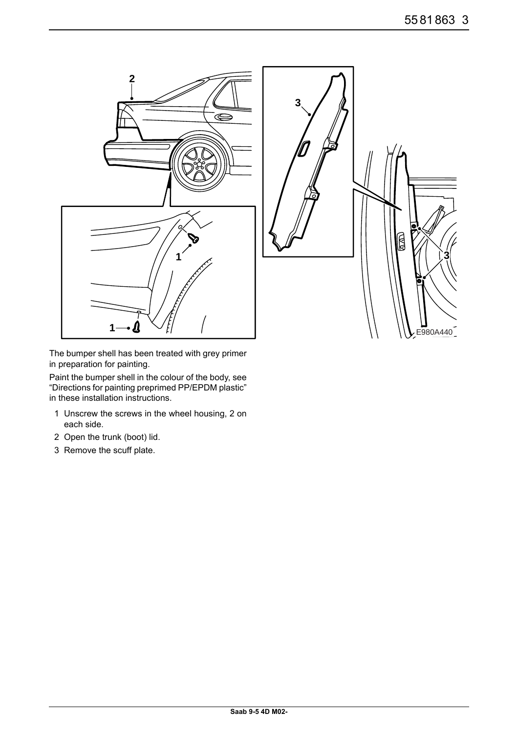The bumper shell has been treated with grey primer in preparation for painting.

Paint the bumper shell in the colour of the body, see "Directions for painting preprimed PP/EPDM plastic" in these installation instructions.

1 Unscrew the screws in the wheel housing, 2 on each side.
2 Open the trunk (boot) lid.
3 Remove the scuff plate.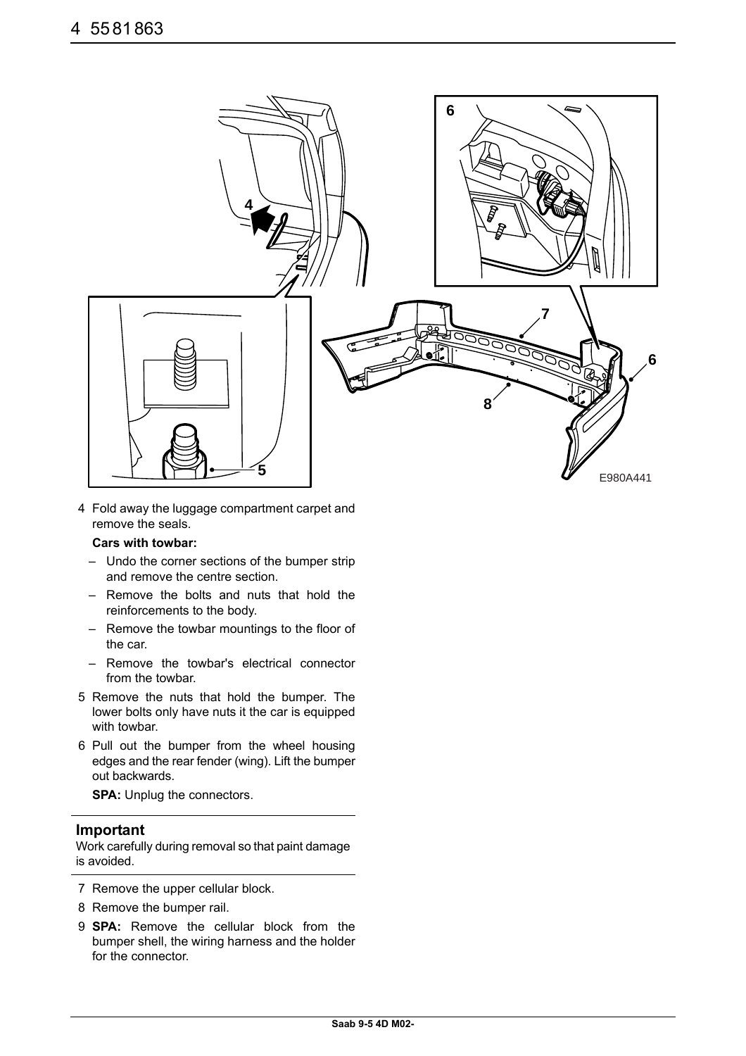4 Fold away the luggage compartment carpet and remove the seals.

**Cars with towbar:**

- Undo the corner sections of the bumper strip and remove the centre section.
- Remove the bolts and nuts that hold the reinforcements to the body.
- Remove the towbar mountings to the floor of the car.
- Remove the towbar's electrical connector from the towbar.

5 Remove the nuts that hold the bumper. The lower bolts only have nuts it the car is equipped with towbar.

6 Pull out the bumper from the wheel housing edges and the rear fender (wing). Lift the bumper out backwards.

**SPA:** Unplug the connectors.

## Important

Work carefully during removal so that paint damage is avoided.

7 Remove the upper cellular block.

8 Remove the bumper rail.

9 **SPA:** Remove the cellular block from the bumper shell, the wiring harness and the holder for the connector.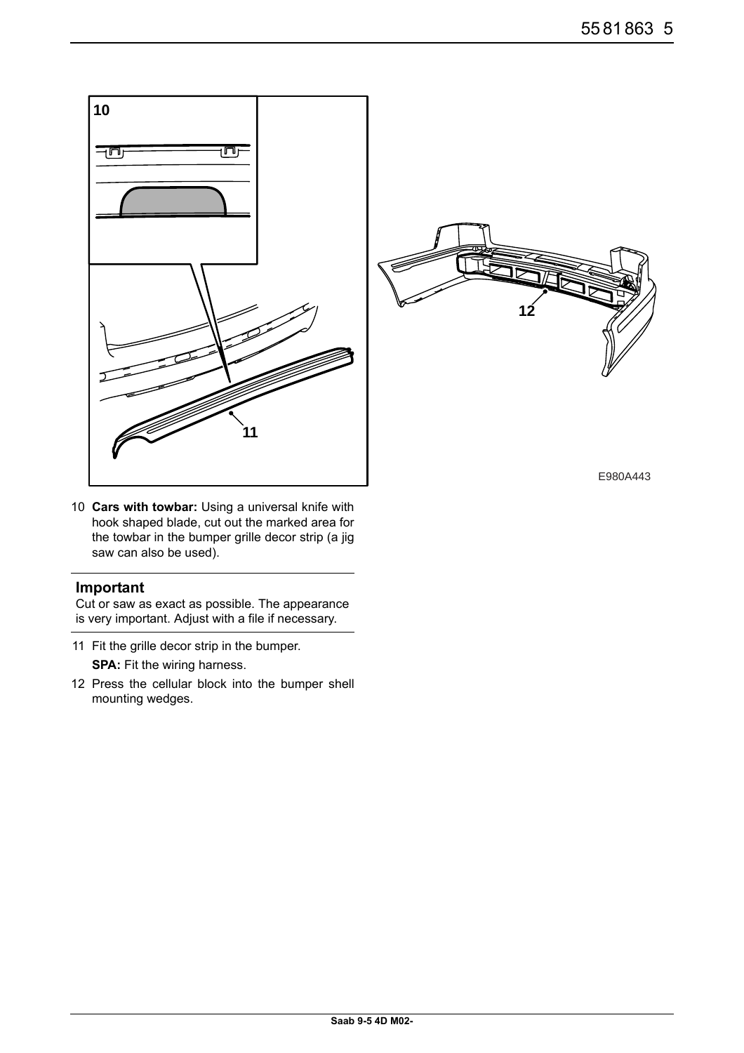E980A443

10 **Cars with towbar:** Using a universal knife with hook shaped blade, cut out the marked area for the towbar in the bumper grille decor strip (a jig saw can also be used).

### Important

Cut or saw as exact as possible. The appearance is very important. Adjust with a file if necessary.

11 Fit the grille decor strip in the bumper.

**SPA:** Fit the wiring harness.

12 Press the cellular block into the bumper shell mounting wedges.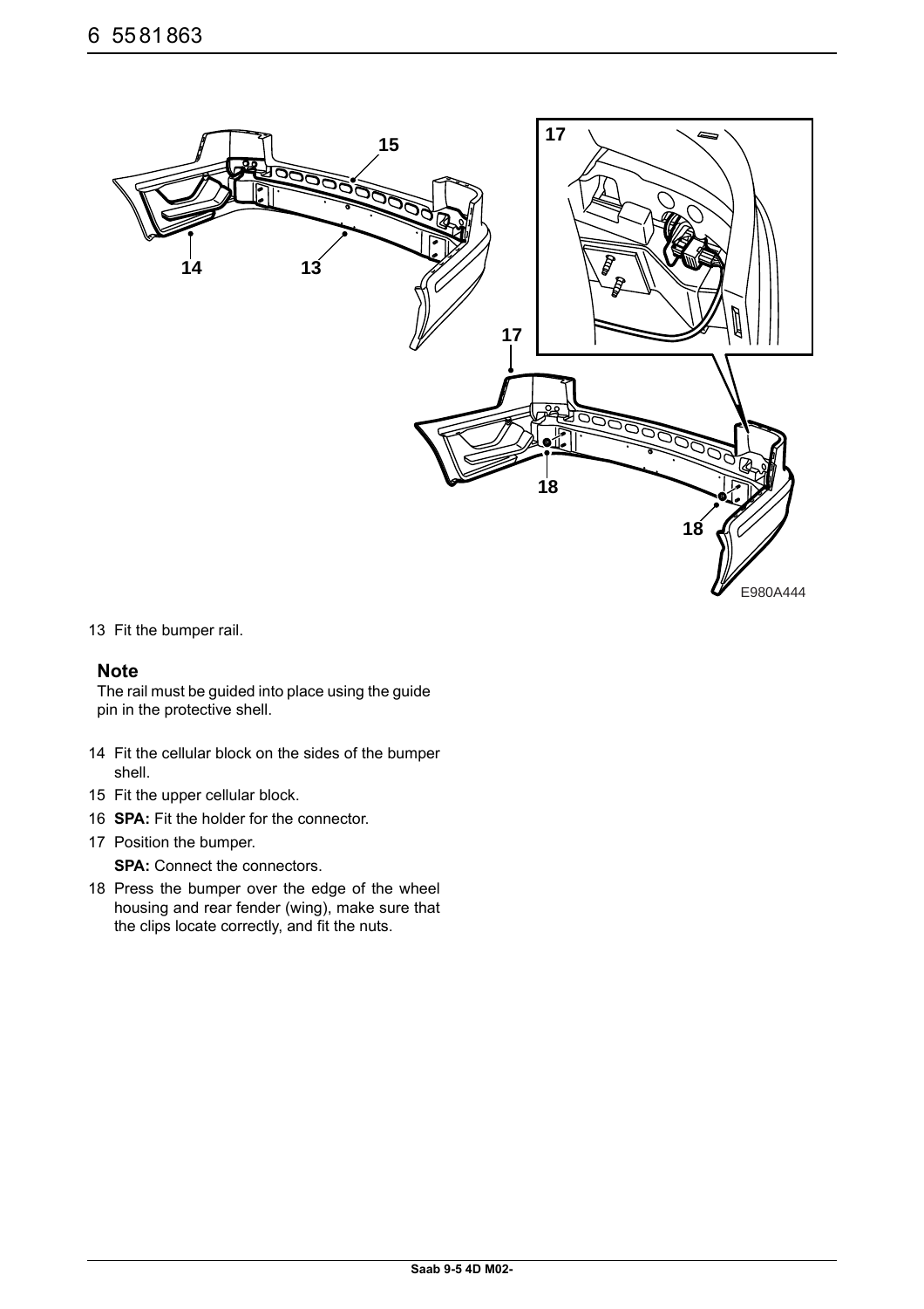13 Fit the bumper rail.

### Note

The rail must be guided into place using the guide pin in the protective shell.

14 Fit the cellular block on the sides of the bumper shell.

15 Fit the upper cellular block.

16 **SPA:** Fit the holder for the connector.

17 Position the bumper.

**SPA:** Connect the connectors.

18 Press the bumper over the edge of the wheel housing and rear fender (wing), make sure that the clips locate correctly, and fit the nuts.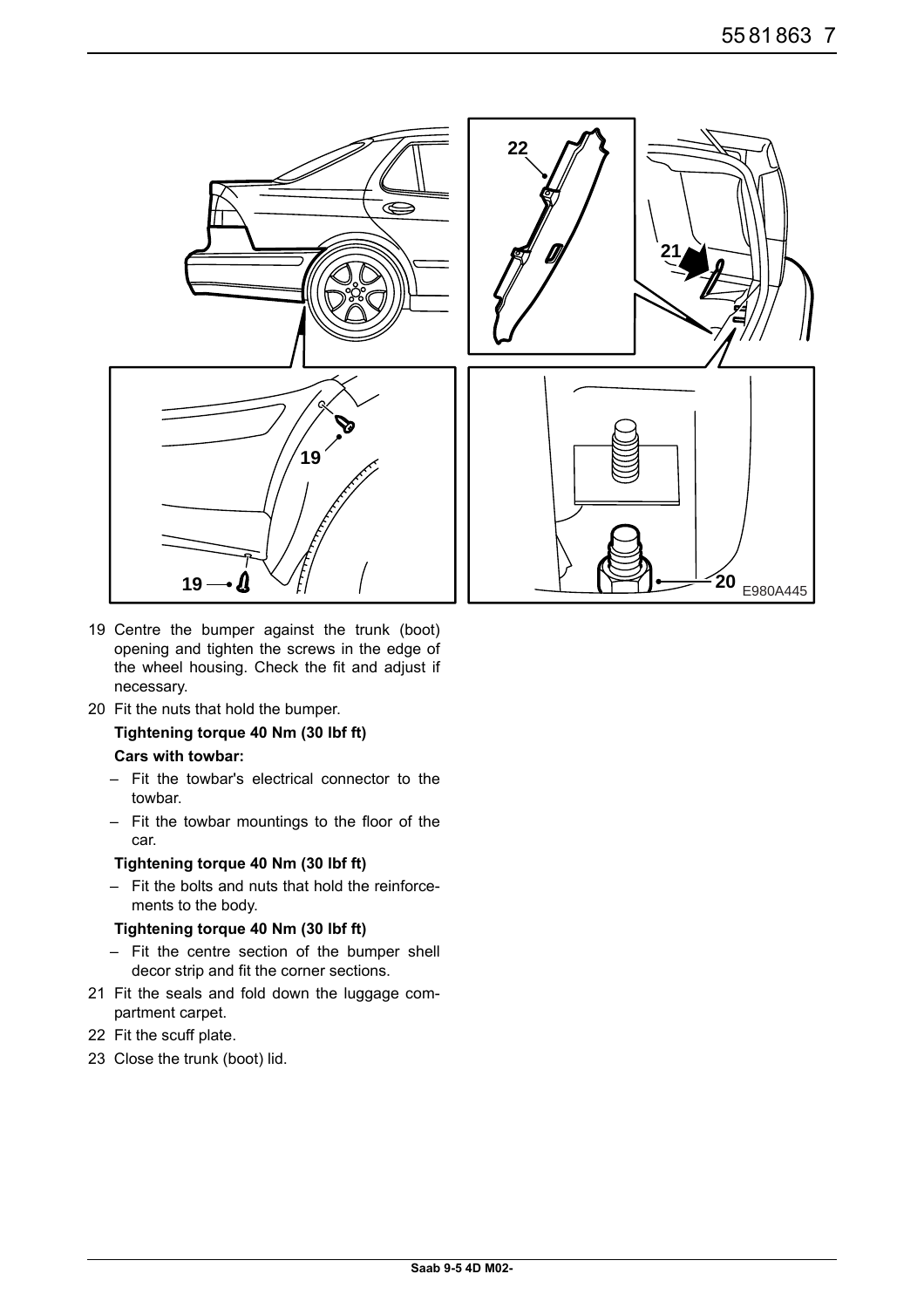19 Centre the bumper against the trunk (boot) opening and tighten the screws in the edge of the wheel housing. Check the fit and adjust if necessary.

20 Fit the nuts that hold the bumper.

   **Tightening torque 40 Nm (30 lbf ft)**

   **Cars with towbar:**

   – Fit the towbar's electrical connector to the towbar.

   – Fit the towbar mountings to the floor of the car.

   **Tightening torque 40 Nm (30 lbf ft)**

   – Fit the bolts and nuts that hold the reinforcements to the body.

   **Tightening torque 40 Nm (30 lbf ft)**

   – Fit the centre section of the bumper shell decor strip and fit the corner sections.

21 Fit the seals and fold down the luggage compartment carpet.

22 Fit the scuff plate.

23 Close the trunk (boot) lid.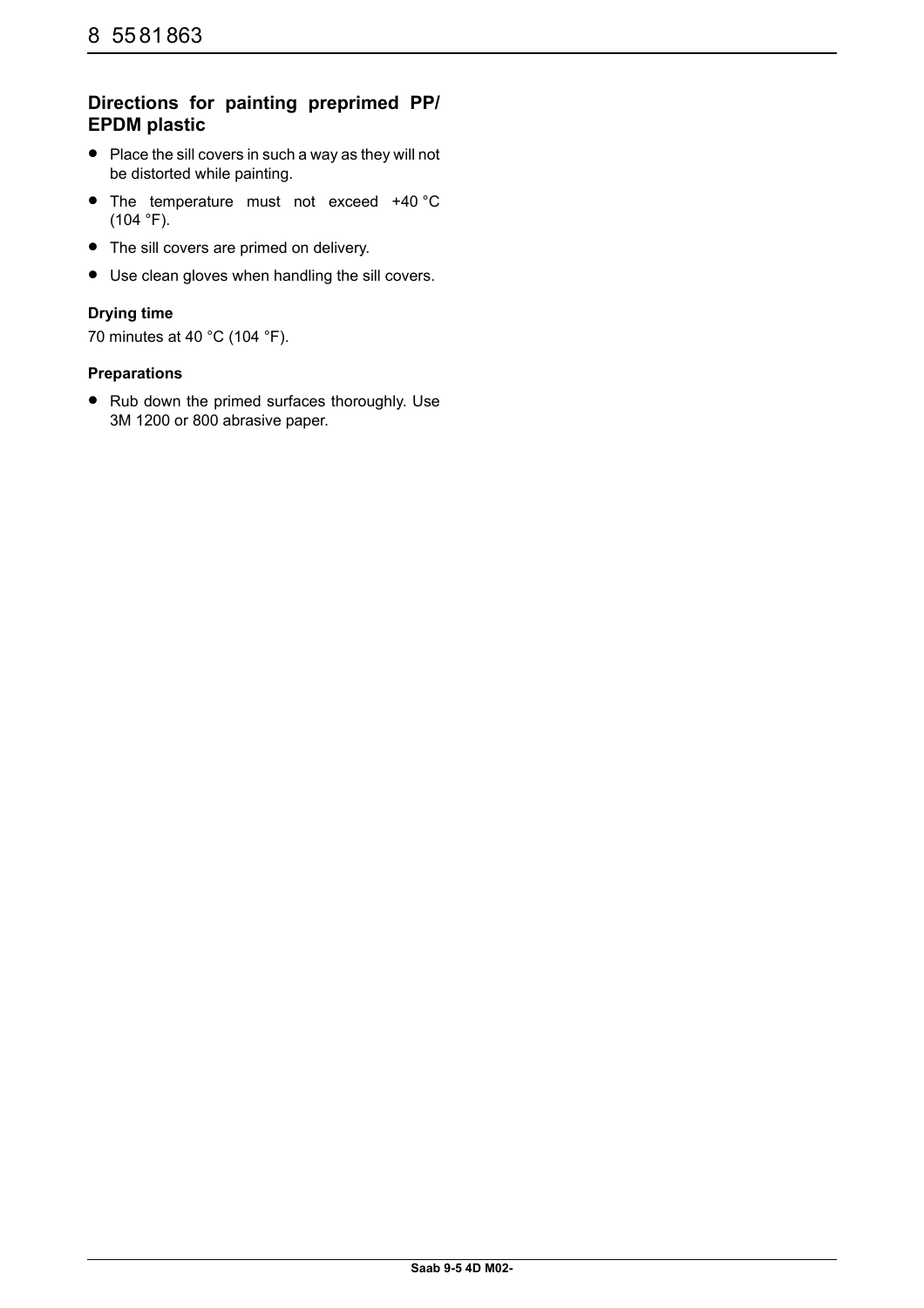## Directions for painting preprimed PP/EPDM plastic

- Place the sill covers in such a way as they will not be distorted while painting.
- The temperature must not exceed +40 °C (104 °F).
- The sill covers are primed on delivery.
- Use clean gloves when handling the sill covers.

### Drying time

70 minutes at 40 °C (104 °F).

### Preparations

- Rub down the primed surfaces thoroughly. Use 3M 1200 or 800 abrasive paper.